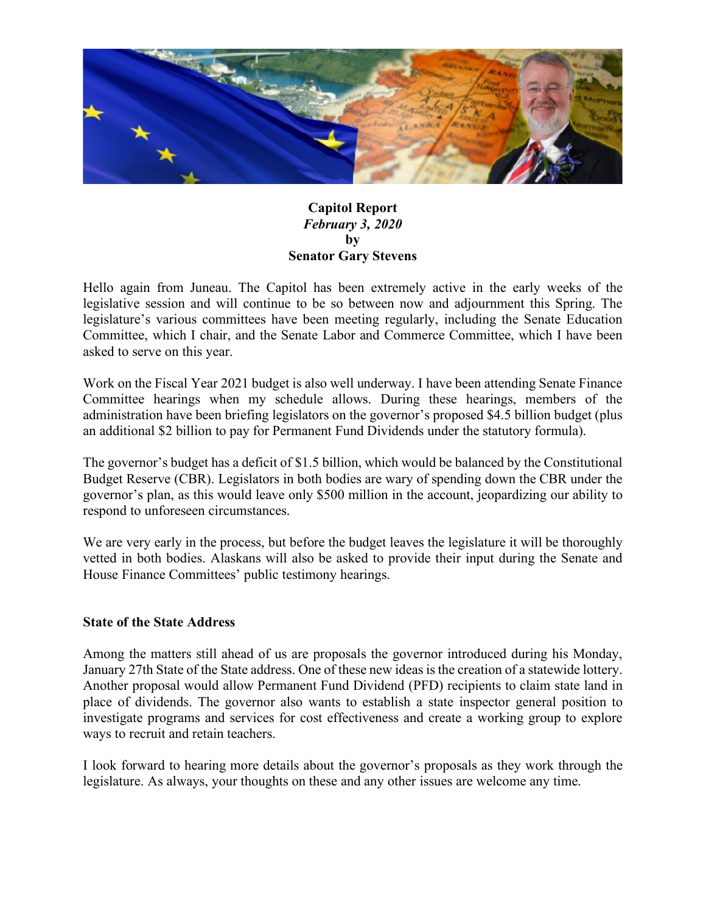**Capitol Report**
*February 3, 2020*
**by**
**Senator Gary Stevens**

Hello again from Juneau. The Capitol has been extremely active in the early weeks of the legislative session and will continue to be so between now and adjournment this Spring. The legislature's various committees have been meeting regularly, including the Senate Education Committee, which I chair, and the Senate Labor and Commerce Committee, which I have been asked to serve on this year.

Work on the Fiscal Year 2021 budget is also well underway. I have been attending Senate Finance Committee hearings when my schedule allows. During these hearings, members of the administration have been briefing legislators on the governor's proposed $4.5 billion budget (plus an additional $2 billion to pay for Permanent Fund Dividends under the statutory formula).

The governor's budget has a deficit of $1.5 billion, which would be balanced by the Constitutional Budget Reserve (CBR). Legislators in both bodies are wary of spending down the CBR under the governor's plan, as this would leave only $500 million in the account, jeopardizing our ability to respond to unforeseen circumstances.

We are very early in the process, but before the budget leaves the legislature it will be thoroughly vetted in both bodies. Alaskans will also be asked to provide their input during the Senate and House Finance Committees' public testimony hearings.

**State of the State Address**

Among the matters still ahead of us are proposals the governor introduced during his Monday, January 27th State of the State address. One of these new ideas is the creation of a statewide lottery. Another proposal would allow Permanent Fund Dividend (PFD) recipients to claim state land in place of dividends. The governor also wants to establish a state inspector general position to investigate programs and services for cost effectiveness and create a working group to explore ways to recruit and retain teachers.

I look forward to hearing more details about the governor's proposals as they work through the legislature. As always, your thoughts on these and any other issues are welcome any time.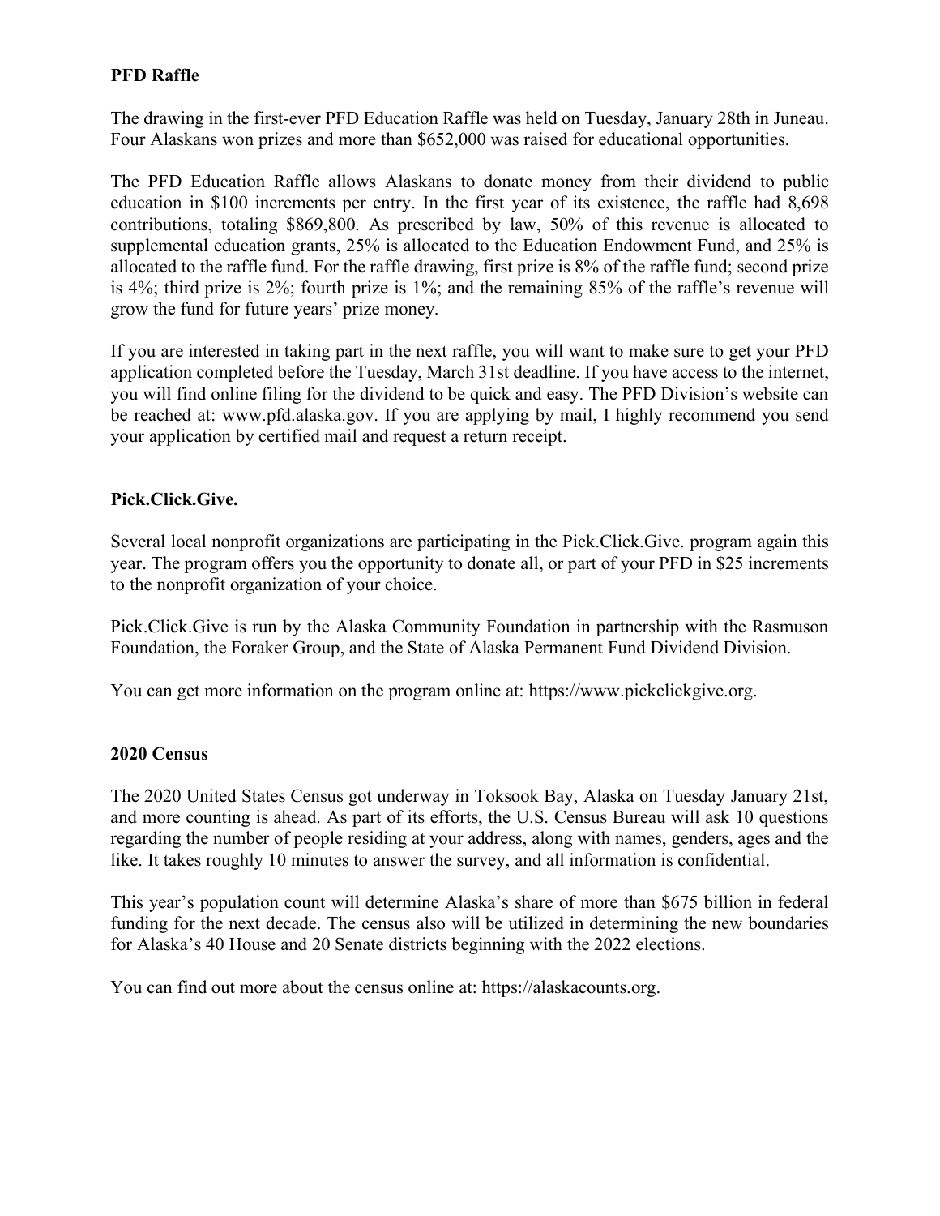**PFD Raffle**

The drawing in the first-ever PFD Education Raffle was held on Tuesday, January 28th in Juneau. Four Alaskans won prizes and more than $652,000 was raised for educational opportunities.

The PFD Education Raffle allows Alaskans to donate money from their dividend to public education in $100 increments per entry. In the first year of its existence, the raffle had 8,698 contributions, totaling $869,800. As prescribed by law, 50% of this revenue is allocated to supplemental education grants, 25% is allocated to the Education Endowment Fund, and 25% is allocated to the raffle fund. For the raffle drawing, first prize is 8% of the raffle fund; second prize is 4%; third prize is 2%; fourth prize is 1%; and the remaining 85% of the raffle's revenue will grow the fund for future years' prize money.

If you are interested in taking part in the next raffle, you will want to make sure to get your PFD application completed before the Tuesday, March 31st deadline. If you have access to the internet, you will find online filing for the dividend to be quick and easy. The PFD Division's website can be reached at: www.pfd.alaska.gov. If you are applying by mail, I highly recommend you send your application by certified mail and request a return receipt.

**Pick.Click.Give.**

Several local nonprofit organizations are participating in the Pick.Click.Give. program again this year. The program offers you the opportunity to donate all, or part of your PFD in $25 increments to the nonprofit organization of your choice.

Pick.Click.Give is run by the Alaska Community Foundation in partnership with the Rasmuson Foundation, the Foraker Group, and the State of Alaska Permanent Fund Dividend Division.

You can get more information on the program online at: https://www.pickclickgive.org.

**2020 Census**

The 2020 United States Census got underway in Toksook Bay, Alaska on Tuesday January 21st, and more counting is ahead. As part of its efforts, the U.S. Census Bureau will ask 10 questions regarding the number of people residing at your address, along with names, genders, ages and the like. It takes roughly 10 minutes to answer the survey, and all information is confidential.

This year's population count will determine Alaska's share of more than $675 billion in federal funding for the next decade. The census also will be utilized in determining the new boundaries for Alaska's 40 House and 20 Senate districts beginning with the 2022 elections.

You can find out more about the census online at: https://alaskacounts.org.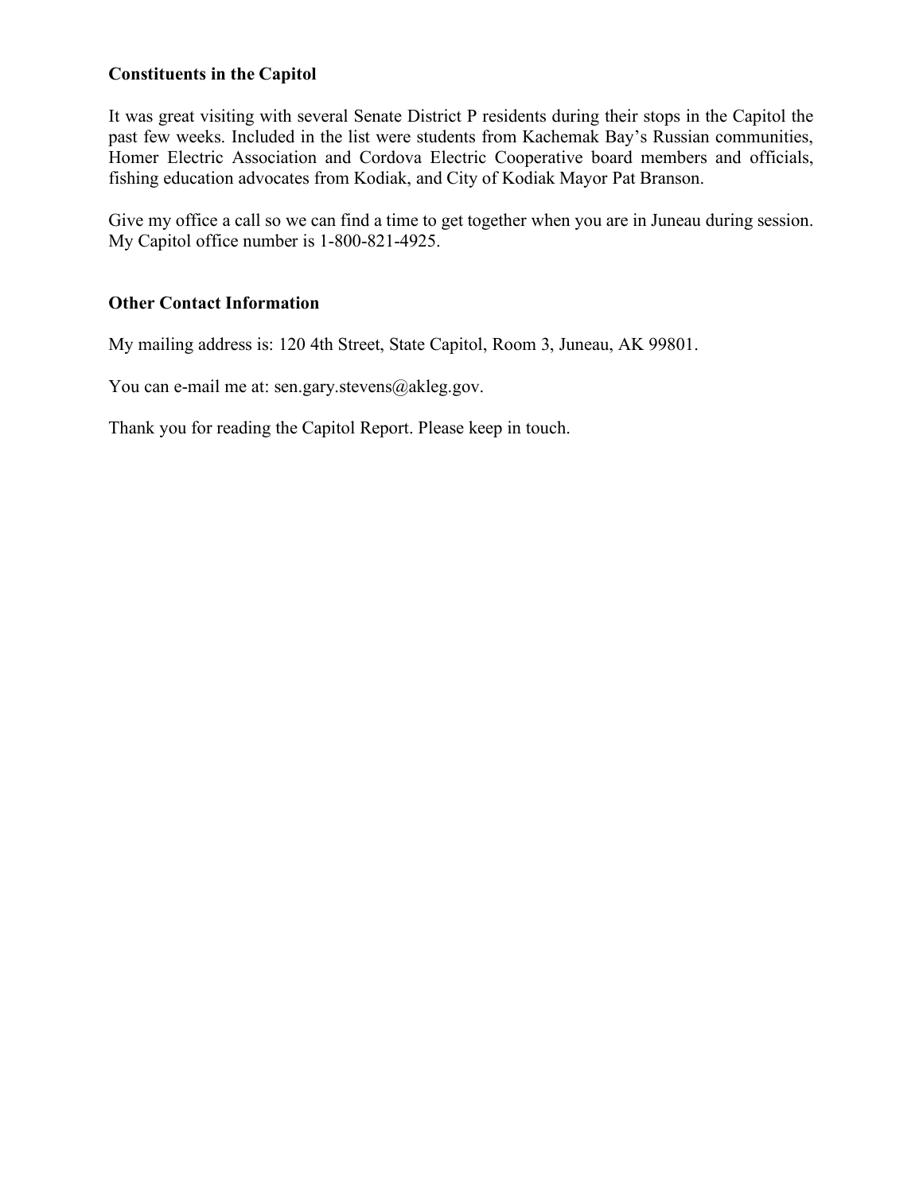**Constituents in the Capitol**

It was great visiting with several Senate District P residents during their stops in the Capitol the past few weeks. Included in the list were students from Kachemak Bay's Russian communities, Homer Electric Association and Cordova Electric Cooperative board members and officials, fishing education advocates from Kodiak, and City of Kodiak Mayor Pat Branson.

Give my office a call so we can find a time to get together when you are in Juneau during session. My Capitol office number is 1-800-821-4925.

**Other Contact Information**

My mailing address is: 120 4th Street, State Capitol, Room 3, Juneau, AK 99801.

You can e-mail me at: sen.gary.stevens@akleg.gov.

Thank you for reading the Capitol Report. Please keep in touch.